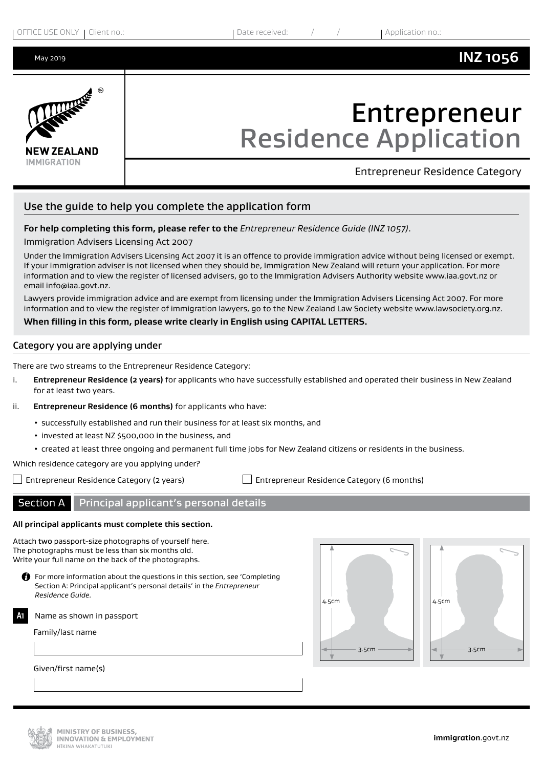OFFICE USE ONLY | Client no.: | Date received: / / | Application no.:

May 2019 **INZ 1056**

NEW ZEALAND IMMIGRATION

# Entrepreneur Residence Application

Entrepreneur Residence Category

## Use the guide to help you complete the application form

**For help completing this form, please refer to the** *Entrepreneur Residence Guide (INZ 1057)*.

Immigration Advisers Licensing Act 2007

Under the Immigration Advisers Licensing Act 2007 it is an offence to provide immigration advice without being licensed or exempt. If your immigration adviser is not licensed when they should be, Immigration New Zealand will return your application. For more information and to view the register of licensed advisers, go to the Immigration Advisers Authority website www.iaa.govt.nz or email info@iaa.govt.nz.

Lawyers provide immigration advice and are exempt from licensing under the Immigration Advisers Licensing Act 2007. For more information and to view the register of immigration lawyers, go to the New Zealand Law Society website www.lawsociety.org.nz.

**When filling in this form, please write clearly in English using CAPITAL LETTERS.**

## Category you are applying under

There are two streams to the Entrepreneur Residence Category:

i. **Entrepreneur Residence (2 years)** for applicants who have successfully established and operated their business in New Zealand for at least two years.

ii. **Entrepreneur Residence (6 months)** for applicants who have:

- successfully established and run their business for at least six months, and
- invested at least NZ $500,000 in the business, and
- created at least three ongoing and permanent full time jobs for New Zealand citizens or residents in the business.

Which residence category are you applying under?

☐ Entrepreneur Residence Category (2 years) ☐ Entrepreneur Residence Category (6 months)

## Section A Principal applicant's personal details

**All principal applicants must complete this section.**

Attach **two** passport-size photographs of yourself here. The photographs must be less than six months old. Write your full name on the back of the photographs.

For more information about the questions in this section, see 'Completing Section A: Principal applicant's personal details' in the *Entrepreneur Residence Guide*.

4.5cm × 3.5cm | 4.5cm × 3.5cm

**A1** Name as shown in passport

Family/last name

Given/first name(s)

MINISTRY OF BUSINESS, INNOVATION & EMPLOYMENT HĪKINA WHAKATUTUKI

**immigration**.govt.nz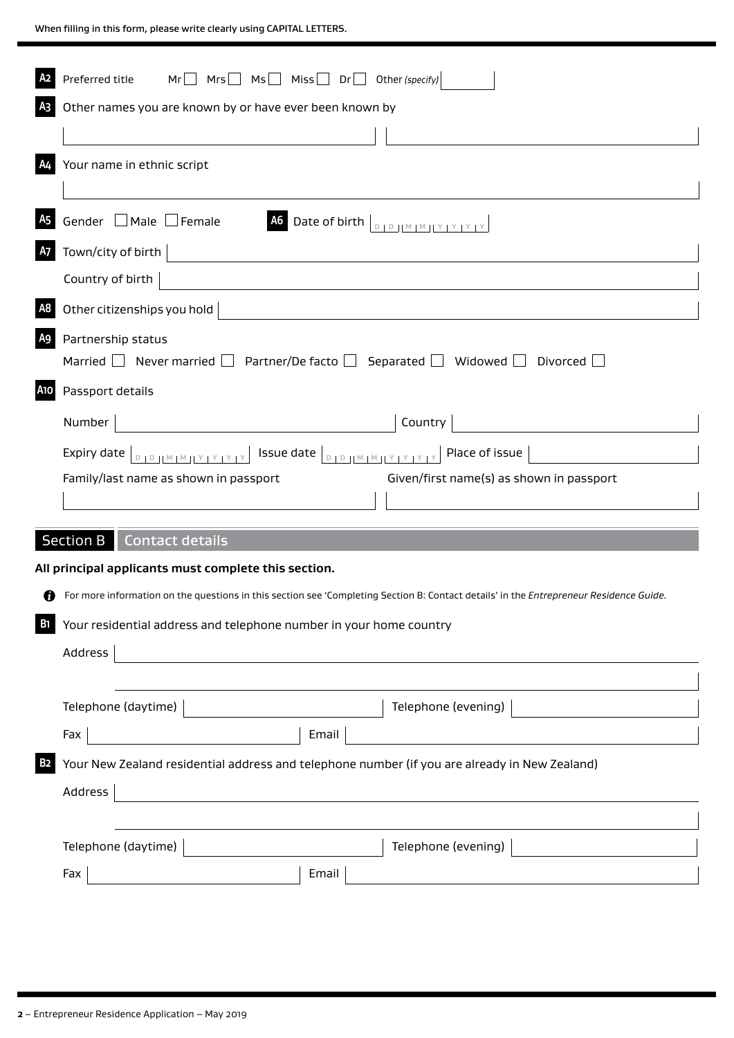When filling in this form, please write clearly using CAPITAL LETTERS.

**A2** Preferred title Mr ☐ Mrs ☐ Ms ☐ Miss ☐ Dr ☐ Other *(specify)* \_\_\_\_\_\_

**A3** Other names you are known by or have ever been known by

\_\_\_\_\_\_ \_\_\_\_\_\_

**A4** Your name in ethnic script

\_\_\_\_\_\_

**A5** Gender ☐ Male ☐ Female

**A6** Date of birth D D M M Y Y Y Y

**A7** Town/city of birth \_\_\_\_\_\_

Country of birth \_\_\_\_\_\_

**A8** Other citizenships you hold \_\_\_\_\_\_

**A9** Partnership status

Married ☐ Never married ☐ Partner/De facto ☐ Separated ☐ Widowed ☐ Divorced ☐

**A10** Passport details

Number \_\_\_\_\_\_ Country \_\_\_\_\_\_

Expiry date D D M M Y Y Y Y Issue date D D M M Y Y Y Y Place of issue \_\_\_\_\_\_

Family/last name as shown in passport \_\_\_\_\_\_ Given/first name(s) as shown in passport \_\_\_\_\_\_

## Section B Contact details

**All principal applicants must complete this section.**

For more information on the questions in this section see 'Completing Section B: Contact details' in the *Entrepreneur Residence Guide.*

**B1** Your residential address and telephone number in your home country

Address \_\_\_\_\_\_

Telephone (daytime) \_\_\_\_\_\_ Telephone (evening) \_\_\_\_\_\_

Fax \_\_\_\_\_\_ Email \_\_\_\_\_\_

**B2** Your New Zealand residential address and telephone number (if you are already in New Zealand)

Address \_\_\_\_\_\_

Telephone (daytime) \_\_\_\_\_\_ Telephone (evening) \_\_\_\_\_\_

Fax \_\_\_\_\_\_ Email \_\_\_\_\_\_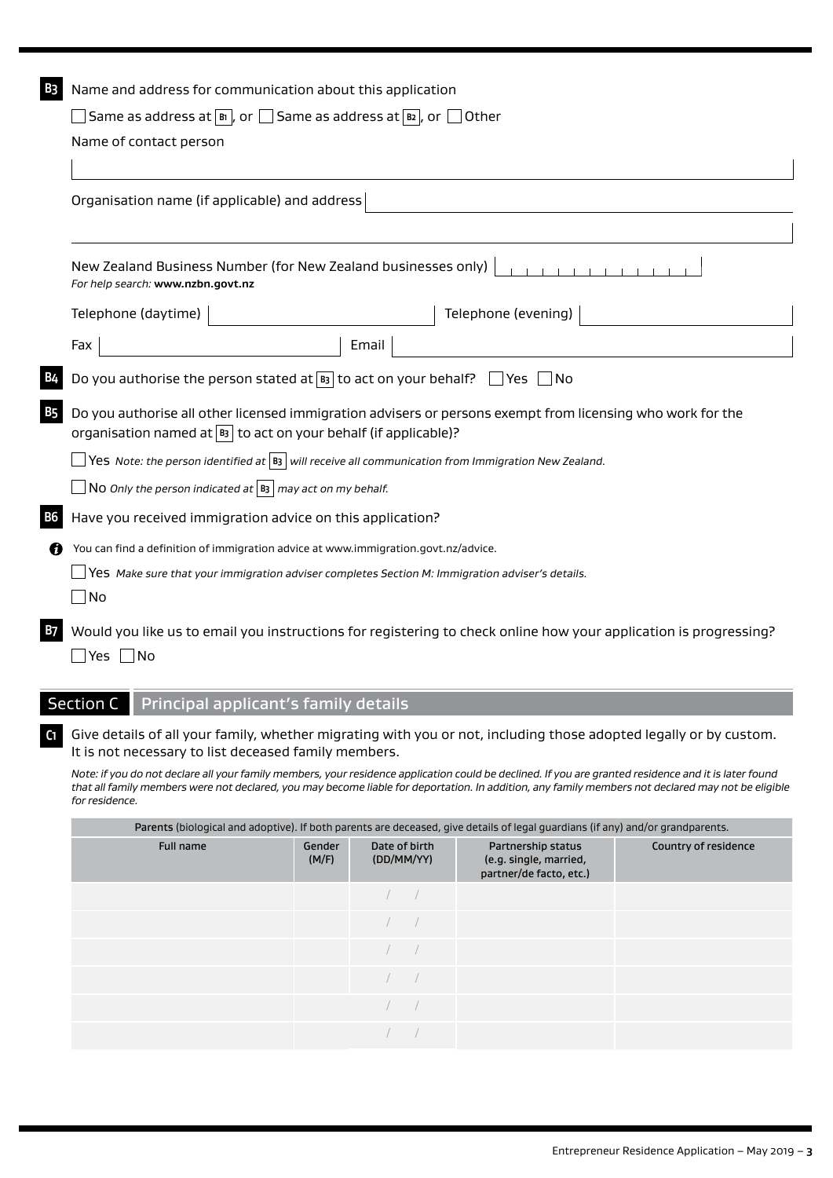**B3** Name and address for communication about this application

☐ Same as address at B1, or ☐ Same as address at B2, or ☐ Other

Name of contact person

Organisation name (if applicable) and address

New Zealand Business Number (for New Zealand businesses only)

*For help search:* **www.nzbn.govt.nz**

Telephone (daytime) | Telephone (evening)

Fax | Email

**B4** Do you authorise the person stated at B3 to act on your behalf? ☐ Yes ☐ No

**B5** Do you authorise all other licensed immigration advisers or persons exempt from licensing who work for the organisation named at B3 to act on your behalf (if applicable)?

☐ Yes *Note: the person identified at B3 will receive all communication from Immigration New Zealand.*

☐ No *Only the person indicated at B3 may act on my behalf.*

**B6** Have you received immigration advice on this application?

You can find a definition of immigration advice at www.immigration.govt.nz/advice.

☐ Yes *Make sure that your immigration adviser completes Section M: Immigration adviser's details.*

☐ No

**B7** Would you like us to email you instructions for registering to check online how your application is progressing?

☐ Yes ☐ No

## Section C Principal applicant's family details

**C1** Give details of all your family, whether migrating with you or not, including those adopted legally or by custom. It is not necessary to list deceased family members.

*Note: if you do not declare all your family members, your residence application could be declined. If you are granted residence and it is later found that all family members were not declared, you may become liable for deportation. In addition, any family members not declared may not be eligible for residence.*

| **Parents** (biological and adoptive). If both parents are deceased, give details of legal guardians (if any) and/or grandparents. | | | | |
|---|---|---|---|---|
| Full name | Gender (M/F) | Date of birth (DD/MM/YY) | Partnership status (e.g. single, married, partner/de facto, etc.) | Country of residence |
| | | / / | | |
| | | / / | | |
| | | / / | | |
| | | / / | | |
| | | / / | | |
| | | / / | | |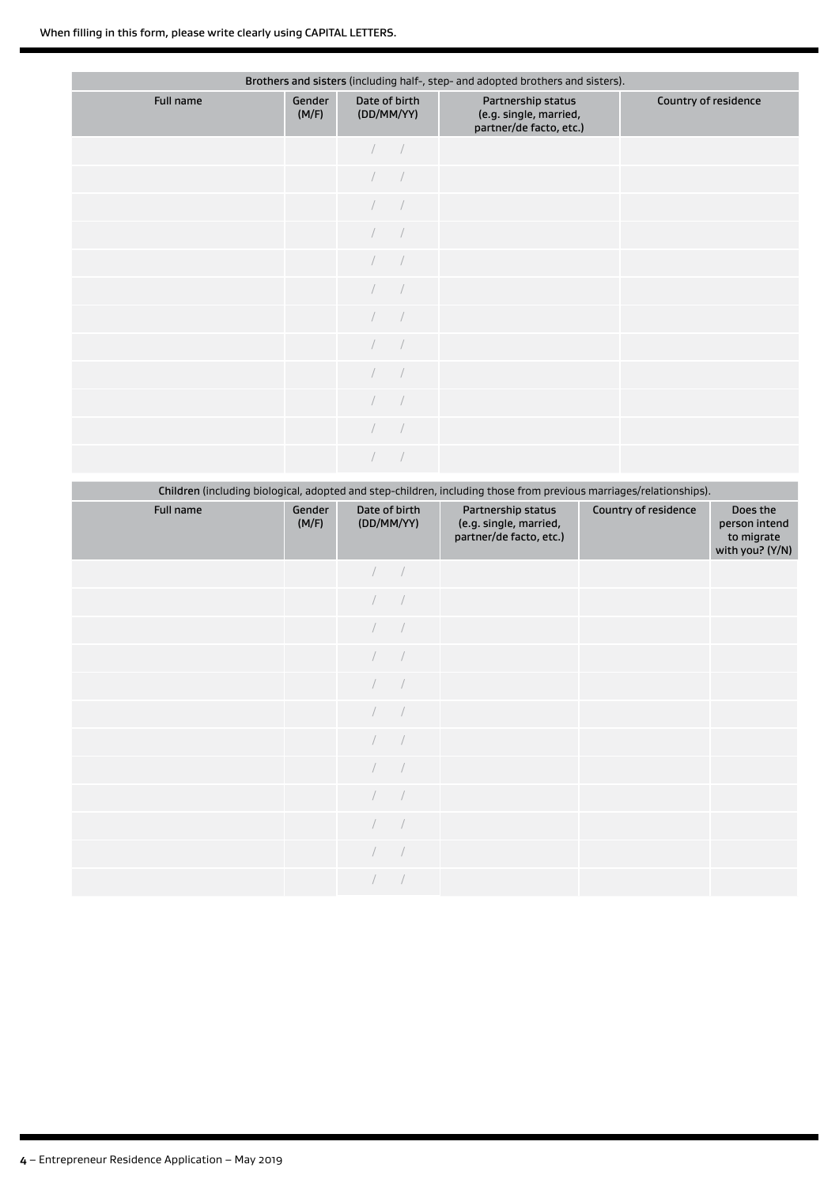When filling in this form, please write clearly using CAPITAL LETTERS.

| **Brothers and sisters** (including half-, step- and adopted brothers and sisters). | | | | |
|---|---|---|---|---|
| Full name | Gender (M/F) | Date of birth (DD/MM/YY) | Partnership status (e.g. single, married, partner/de facto, etc.) | Country of residence |
| | | / / | | |
| | | / / | | |
| | | / / | | |
| | | / / | | |
| | | / / | | |
| | | / / | | |
| | | / / | | |
| | | / / | | |
| | | / / | | |
| | | / / | | |
| | | / / | | |
| | | / / | | |

| **Children** (including biological, adopted and step-children, including those from previous marriages/relationships). | | | | | |
|---|---|---|---|---|---|
| Full name | Gender (M/F) | Date of birth (DD/MM/YY) | Partnership status (e.g. single, married, partner/de facto, etc.) | Country of residence | Does the person intend to migrate with you? (Y/N) |
| | | / / | | | |
| | | / / | | | |
| | | / / | | | |
| | | / / | | | |
| | | / / | | | |
| | | / / | | | |
| | | / / | | | |
| | | / / | | | |
| | | / / | | | |
| | | / / | | | |
| | | / / | | | |
| | | / / | | | |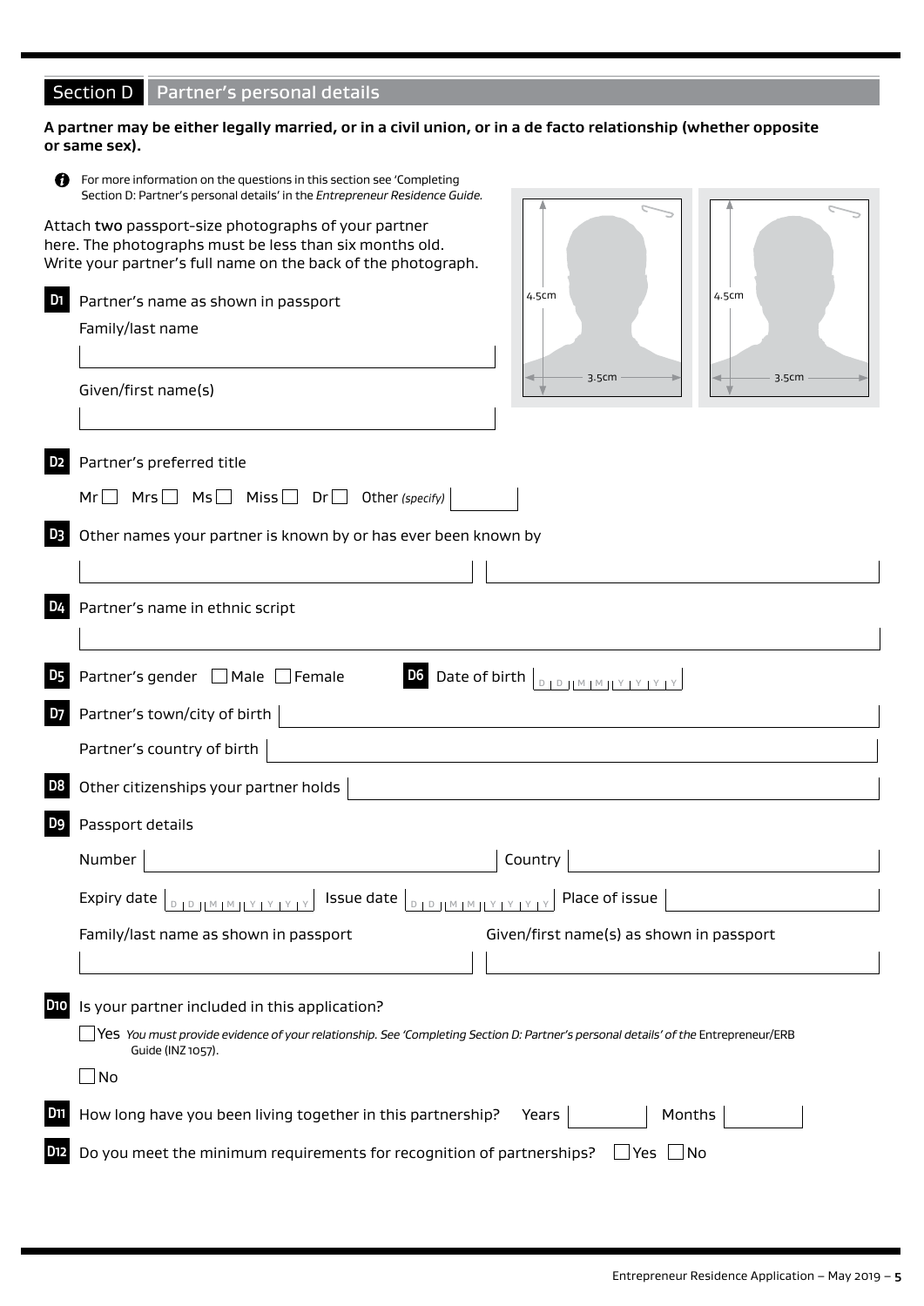## Section D Partner's personal details

**A partner may be either legally married, or in a civil union, or in a de facto relationship (whether opposite or same sex).**

For more information on the questions in this section see 'Completing Section D: Partner's personal details' in the *Entrepreneur Residence Guide*.

Attach **two** passport-size photographs of your partner here. The photographs must be less than six months old. Write your partner's full name on the back of the photograph.

4.5cm × 3.5cm    4.5cm × 3.5cm

**D1** Partner's name as shown in passport

Family/last name

Given/first name(s)

**D2** Partner's preferred title

Mr ☐ Mrs ☐ Ms ☐ Miss ☐ Dr ☐ Other *(specify)*

**D3** Other names your partner is known by or has ever been known by

**D4** Partner's name in ethnic script

**D5** Partner's gender ☐ Male ☐ Female

**D6** Date of birth DD MM YYYY

**D7** Partner's town/city of birth

Partner's country of birth

**D8** Other citizenships your partner holds

**D9** Passport details

Number | Country

Expiry date DD MM YYYY | Issue date DD MM YYYY | Place of issue

Family/last name as shown in passport | Given/first name(s) as shown in passport

**D10** Is your partner included in this application?

☐ Yes *You must provide evidence of your relationship. See 'Completing Section D: Partner's personal details' of the* Entrepreneur/ERB Guide (INZ 1057).

☐ No

**D11** How long have you been living together in this partnership? Years | Months

**D12** Do you meet the minimum requirements for recognition of partnerships? ☐ Yes ☐ No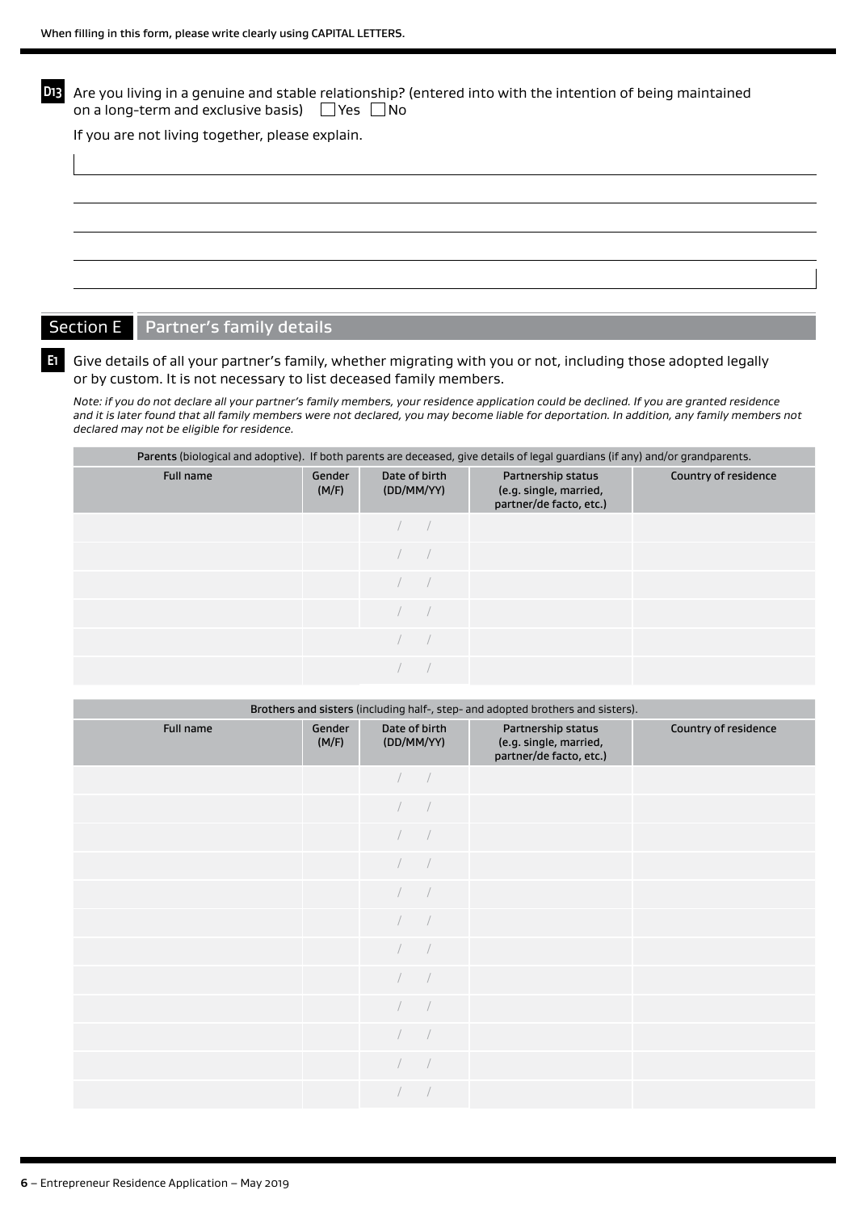When filling in this form, please write clearly using CAPITAL LETTERS.

**D13** Are you living in a genuine and stable relationship? (entered into with the intention of being maintained on a long-term and exclusive basis) ☐ Yes ☐ No

If you are not living together, please explain.

## Section E Partner's family details

**E1** Give details of all your partner's family, whether migrating with you or not, including those adopted legally or by custom. It is not necessary to list deceased family members.

*Note: if you do not declare all your partner's family members, your residence application could be declined. If you are granted residence and it is later found that all family members were not declared, you may become liable for deportation. In addition, any family members not declared may not be eligible for residence.*

| **Parents** (biological and adoptive). If both parents are deceased, give details of legal guardians (if any) and/or grandparents. | | | | |
|---|---|---|---|---|
| Full name | Gender (M/F) | Date of birth (DD/MM/YY) | Partnership status (e.g. single, married, partner/de facto, etc.) | Country of residence |
| | | / / | | |
| | | / / | | |
| | | / / | | |
| | | / / | | |
| | | / / | | |
| | | / / | | |

| **Brothers and sisters** (including half-, step- and adopted brothers and sisters). | | | | |
|---|---|---|---|---|
| Full name | Gender (M/F) | Date of birth (DD/MM/YY) | Partnership status (e.g. single, married, partner/de facto, etc.) | Country of residence |
| | | / / | | |
| | | / / | | |
| | | / / | | |
| | | / / | | |
| | | / / | | |
| | | / / | | |
| | | / / | | |
| | | / / | | |
| | | / / | | |
| | | / / | | |
| | | / / | | |
| | | / / | | |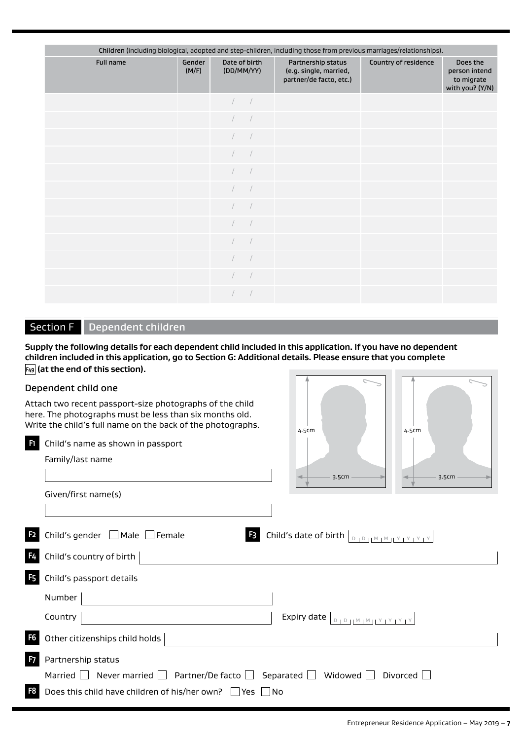| Children (including biological, adopted and step-children, including those from previous marriages/relationships). | | | | | |
|---|---|---|---|---|---|
| Full name | Gender (M/F) | Date of birth (DD/MM/YY) | Partnership status (e.g. single, married, partner/de facto, etc.) | Country of residence | Does the person intend to migrate with you? (Y/N) |
| | | / / | | | |
| | | / / | | | |
| | | / / | | | |
| | | / / | | | |
| | | / / | | | |
| | | / / | | | |
| | | / / | | | |
| | | / / | | | |
| | | / / | | | |
| | | / / | | | |
| | | / / | | | |
| | | / / | | | |

## Section F Dependent children

**Supply the following details for each dependent child included in this application. If you have no dependent children included in this application, go to Section G: Additional details. Please ensure that you complete F49 (at the end of this section).**

### Dependent child one

Attach two recent passport-size photographs of the child here. The photographs must be less than six months old. Write the child's full name on the back of the photographs.

4.5cm × 3.5cm | 4.5cm × 3.5cm

**F1** Child's name as shown in passport

Family/last name

Given/first name(s)

**F2** Child's gender ☐ Male ☐ Female

**F3** Child's date of birth DD MM YYYY

**F4** Child's country of birth

**F5** Child's passport details

Number

Country

Expiry date DD MM YYYY

**F6** Other citizenships child holds

**F7** Partnership status

Married ☐ Never married ☐ Partner/De facto ☐ Separated ☐ Widowed ☐ Divorced ☐

**F8** Does this child have children of his/her own? ☐ Yes ☐ No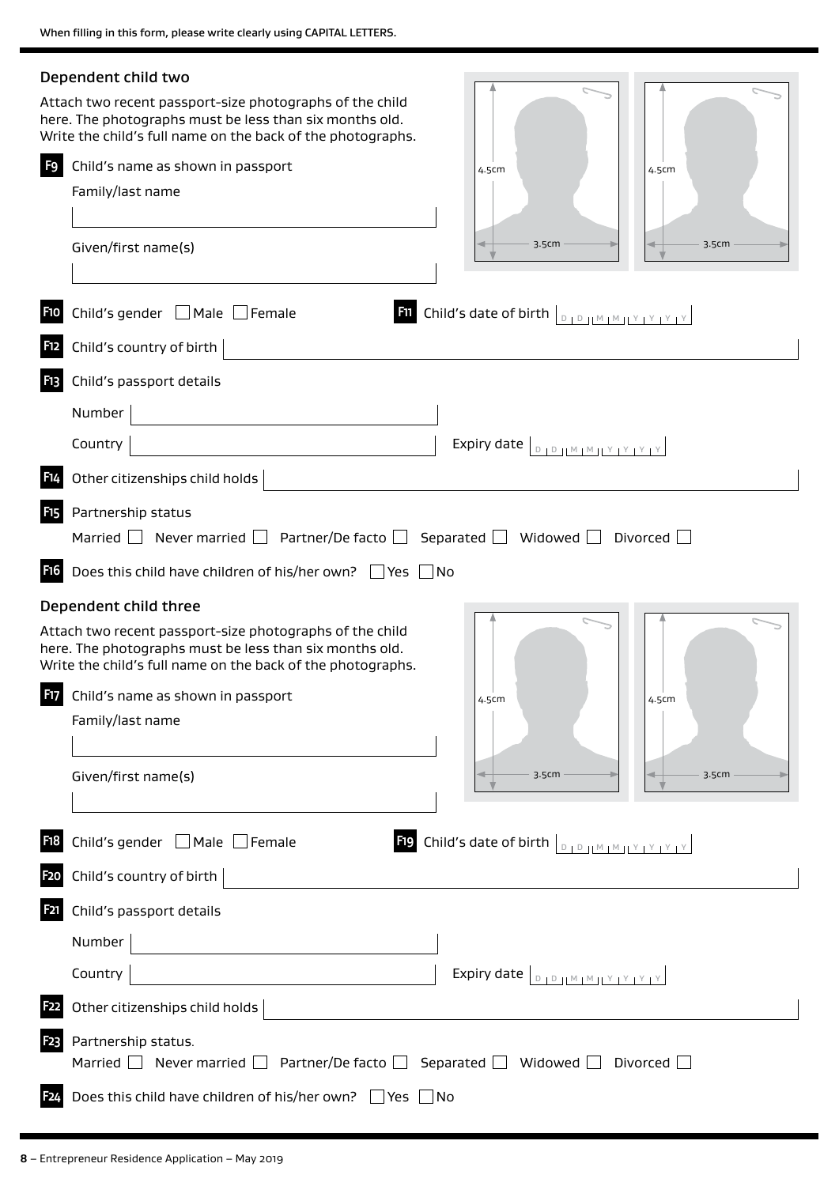When filling in this form, please write clearly using CAPITAL LETTERS.

## Dependent child two

Attach two recent passport-size photographs of the child here. The photographs must be less than six months old. Write the child's full name on the back of the photographs.

4.5cm
3.5cm

4.5cm
3.5cm

**F9** Child's name as shown in passport

Family/last name

Given/first name(s)

**F10** Child's gender ☐ Male ☐ Female

**F11** Child's date of birth D D M M Y Y Y Y

**F12** Child's country of birth

**F13** Child's passport details

Number

Country

Expiry date D D M M Y Y Y Y

**F14** Other citizenships child holds

**F15** Partnership status

Married ☐ Never married ☐ Partner/De facto ☐ Separated ☐ Widowed ☐ Divorced ☐

**F16** Does this child have children of his/her own? ☐ Yes ☐ No

## Dependent child three

Attach two recent passport-size photographs of the child here. The photographs must be less than six months old. Write the child's full name on the back of the photographs.

4.5cm
3.5cm

4.5cm
3.5cm

**F17** Child's name as shown in passport

Family/last name

Given/first name(s)

**F18** Child's gender ☐ Male ☐ Female

**F19** Child's date of birth D D M M Y Y Y Y

**F20** Child's country of birth

**F21** Child's passport details

Number

Country

Expiry date D D M M Y Y Y Y

**F22** Other citizenships child holds

**F23** Partnership status.

Married ☐ Never married ☐ Partner/De facto ☐ Separated ☐ Widowed ☐ Divorced ☐

**F24** Does this child have children of his/her own? ☐ Yes ☐ No

**8** – Entrepreneur Residence Application – May 2019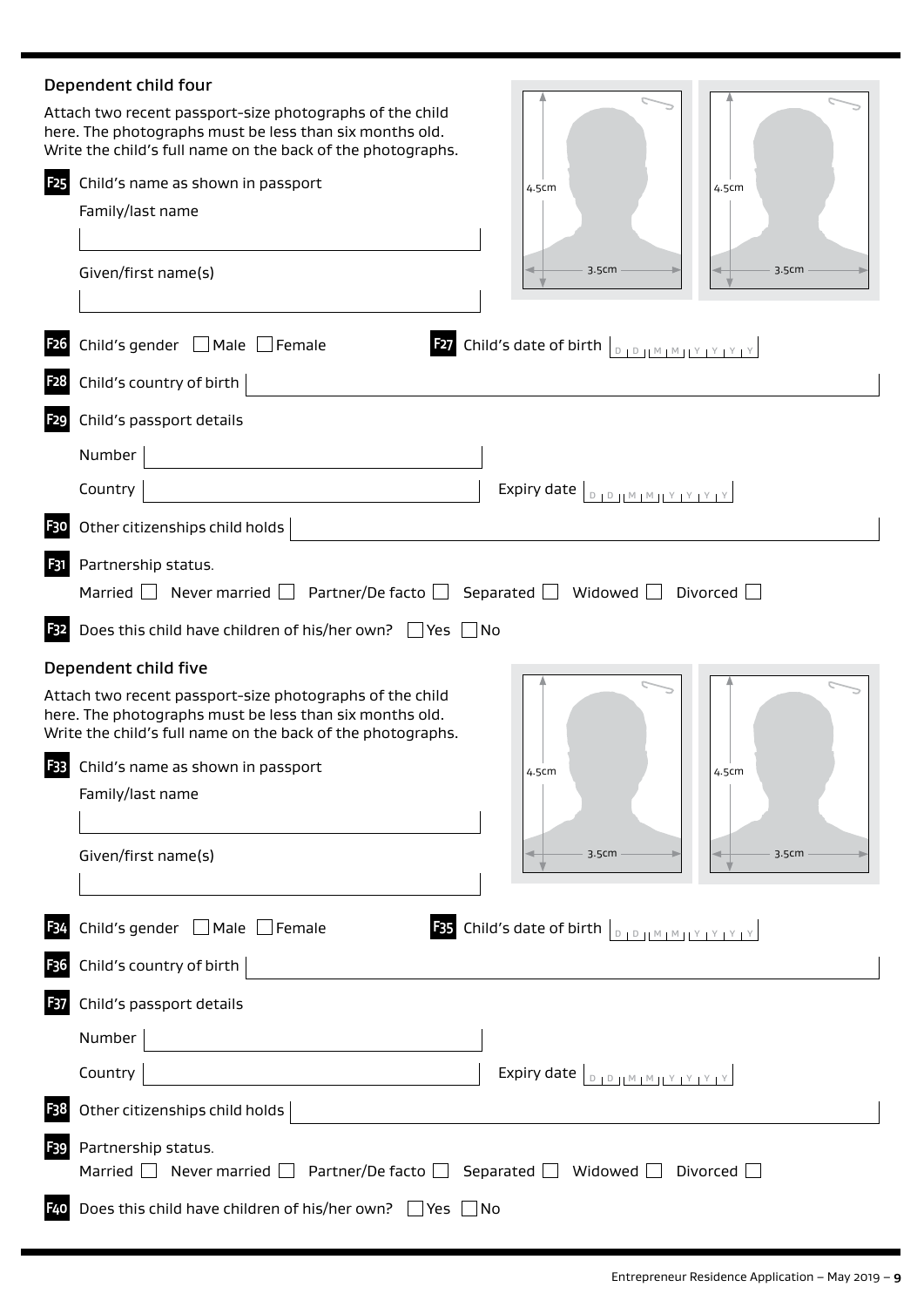## Dependent child four

Attach two recent passport-size photographs of the child here. The photographs must be less than six months old. Write the child's full name on the back of the photographs.

4.5cm 3.5cm 4.5cm 3.5cm

**F25** Child's name as shown in passport

Family/last name

Given/first name(s)

**F26** Child's gender ☐ Male ☐ Female

**F27** Child's date of birth D D M M Y Y Y Y

**F28** Child's country of birth

**F29** Child's passport details

Number

Country

Expiry date D D M M Y Y Y Y

**F30** Other citizenships child holds

**F31** Partnership status.

Married ☐ Never married ☐ Partner/De facto ☐ Separated ☐ Widowed ☐ Divorced ☐

**F32** Does this child have children of his/her own? ☐ Yes ☐ No

## Dependent child five

Attach two recent passport-size photographs of the child here. The photographs must be less than six months old. Write the child's full name on the back of the photographs.

4.5cm 3.5cm 4.5cm 3.5cm

**F33** Child's name as shown in passport

Family/last name

Given/first name(s)

**F34** Child's gender ☐ Male ☐ Female

**F35** Child's date of birth D D M M Y Y Y Y

**F36** Child's country of birth

**F37** Child's passport details

Number

Country

Expiry date D D M M Y Y Y Y

**F38** Other citizenships child holds

**F39** Partnership status.

Married ☐ Never married ☐ Partner/De facto ☐ Separated ☐ Widowed ☐ Divorced ☐

**F40** Does this child have children of his/her own? ☐ Yes ☐ No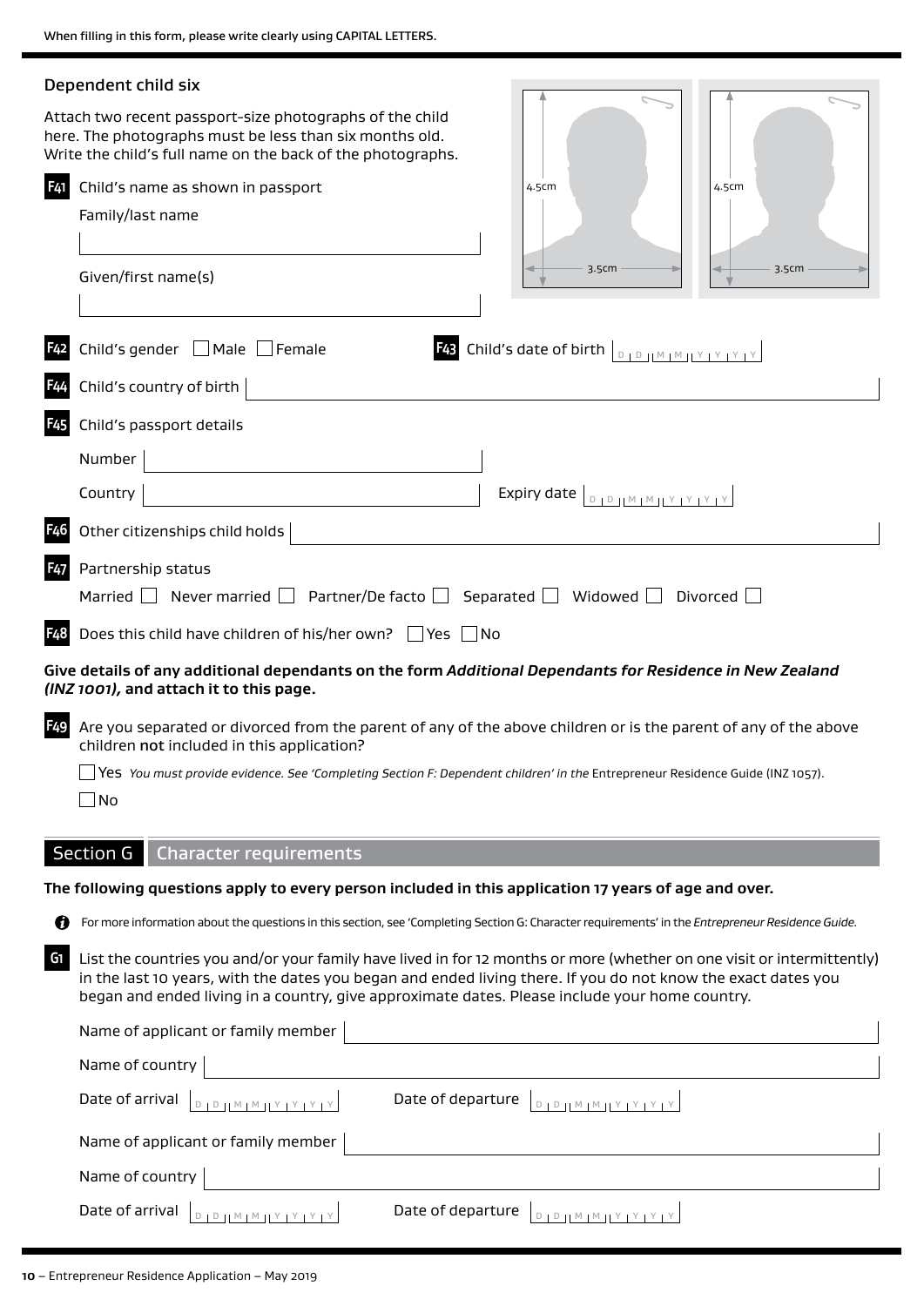When filling in this form, please write clearly using CAPITAL LETTERS.

## Dependent child six

Attach two recent passport-size photographs of the child here. The photographs must be less than six months old. Write the child's full name on the back of the photographs.

4.5cm 3.5cm 4.5cm 3.5cm

**F41** Child's name as shown in passport

Family/last name

Given/first name(s)

**F42** Child's gender ☐ Male ☐ Female

**F43** Child's date of birth D D M M Y Y Y Y

**F44** Child's country of birth

**F45** Child's passport details

Number

Country

Expiry date D D M M Y Y Y Y

**F46** Other citizenships child holds

**F47** Partnership status

Married ☐ Never married ☐ Partner/De facto ☐ Separated ☐ Widowed ☐ Divorced ☐

**F48** Does this child have children of his/her own? ☐ Yes ☐ No

**Give details of any additional dependants on the form *Additional Dependants for Residence in New Zealand (INZ 1001),* and attach it to this page.**

**F49** Are you separated or divorced from the parent of any of the above children or is the parent of any of the above children **not** included in this application?

☐ Yes *You must provide evidence. See 'Completing Section F: Dependent children' in the* Entrepreneur Residence Guide (INZ 1057).

☐ No

## Section G Character requirements

**The following questions apply to every person included in this application 17 years of age and over.**

For more information about the questions in this section, see 'Completing Section G: Character requirements' in the *Entrepreneur Residence Guide.*

**G1** List the countries you and/or your family have lived in for 12 months or more (whether on one visit or intermittently) in the last 10 years, with the dates you began and ended living there. If you do not know the exact dates you began and ended living in a country, give approximate dates. Please include your home country.

Name of applicant or family member

Name of country

Date of arrival D D M M Y Y Y Y Date of departure D D M M Y Y Y Y

Name of applicant or family member

Name of country

Date of arrival D D M M Y Y Y Y Date of departure D D M M Y Y Y Y

10 – Entrepreneur Residence Application – May 2019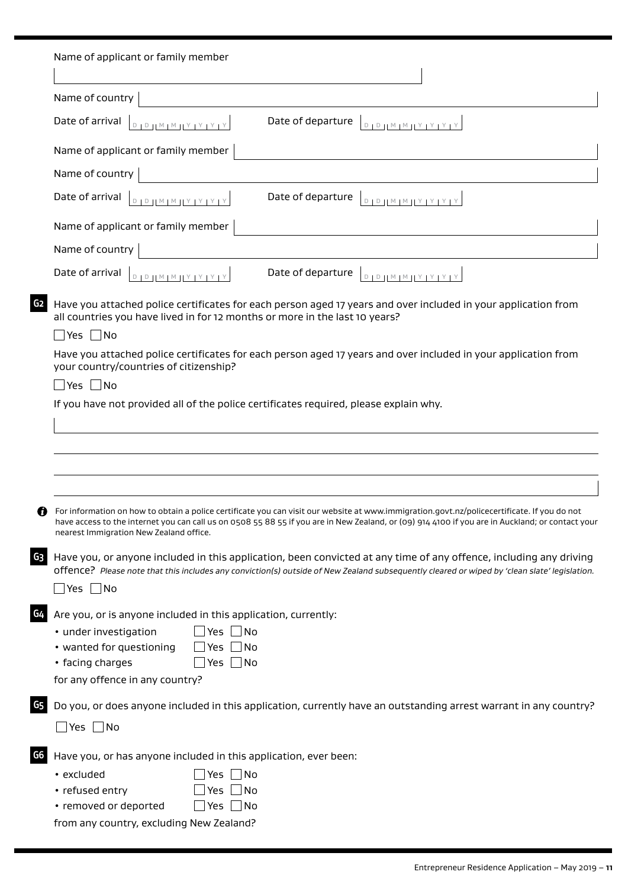Name of applicant or family member

Name of country

Date of arrival DD MM YYYY Date of departure DD MM YYYY

Name of applicant or family member

Name of country

Date of arrival DD MM YYYY Date of departure DD MM YYYY

Name of applicant or family member

Name of country

Date of arrival DD MM YYYY Date of departure DD MM YYYY

**G2** Have you attached police certificates for each person aged 17 years and over included in your application from all countries you have lived in for 12 months or more in the last 10 years?

☐ Yes ☐ No

Have you attached police certificates for each person aged 17 years and over included in your application from your country/countries of citizenship?

☐ Yes ☐ No

If you have not provided all of the police certificates required, please explain why.

For information on how to obtain a police certificate you can visit our website at www.immigration.govt.nz/policecertificate. If you do not have access to the internet you can call us on 0508 55 88 55 if you are in New Zealand, or (09) 914 4100 if you are in Auckland; or contact your nearest Immigration New Zealand office.

**G3** Have you, or anyone included in this application, been convicted at any time of any offence, including any driving offence? *Please note that this includes any conviction(s) outside of New Zealand subsequently cleared or wiped by 'clean slate' legislation.*

☐ Yes ☐ No

**G4** Are you, or is anyone included in this application, currently:

- under investigation ☐ Yes ☐ No
- wanted for questioning ☐ Yes ☐ No
- facing charges ☐ Yes ☐ No

for any offence in any country?

**G5** Do you, or does anyone included in this application, currently have an outstanding arrest warrant in any country?

☐ Yes ☐ No

**G6** Have you, or has anyone included in this application, ever been:

- excluded ☐ Yes ☐ No
- refused entry ☐ Yes ☐ No
- removed or deported ☐ Yes ☐ No

from any country, excluding New Zealand?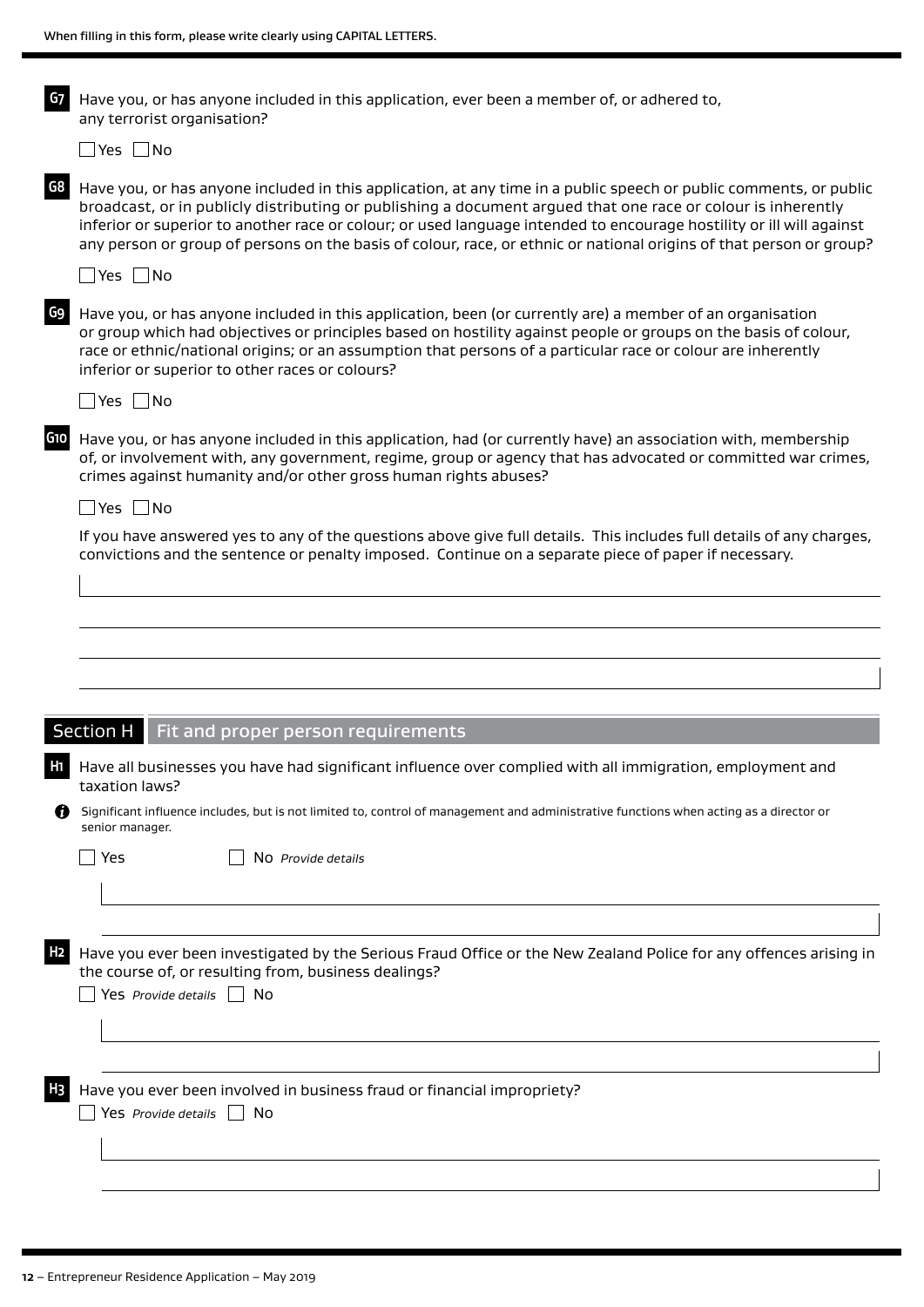When filling in this form, please write clearly using CAPITAL LETTERS.

**G7** Have you, or has anyone included in this application, ever been a member of, or adhered to, any terrorist organisation?

☐ Yes ☐ No

**G8** Have you, or has anyone included in this application, at any time in a public speech or public comments, or public broadcast, or in publicly distributing or publishing a document argued that one race or colour is inherently inferior or superior to another race or colour; or used language intended to encourage hostility or ill will against any person or group of persons on the basis of colour, race, or ethnic or national origins of that person or group?

☐ Yes ☐ No

**G9** Have you, or has anyone included in this application, been (or currently are) a member of an organisation or group which had objectives or principles based on hostility against people or groups on the basis of colour, race or ethnic/national origins; or an assumption that persons of a particular race or colour are inherently inferior or superior to other races or colours?

☐ Yes ☐ No

**G10** Have you, or has anyone included in this application, had (or currently have) an association with, membership of, or involvement with, any government, regime, group or agency that has advocated or committed war crimes, crimes against humanity and/or other gross human rights abuses?

☐ Yes ☐ No

If you have answered yes to any of the questions above give full details. This includes full details of any charges, convictions and the sentence or penalty imposed. Continue on a separate piece of paper if necessary.

## Section H Fit and proper person requirements

**H1** Have all businesses you have had significant influence over complied with all immigration, employment and taxation laws?

Significant influence includes, but is not limited to, control of management and administrative functions when acting as a director or senior manager.

☐ Yes ☐ No *Provide details*

**H2** Have you ever been investigated by the Serious Fraud Office or the New Zealand Police for any offences arising in the course of, or resulting from, business dealings?

☐ Yes *Provide details* ☐ No

**H3** Have you ever been involved in business fraud or financial impropriety?

☐ Yes *Provide details* ☐ No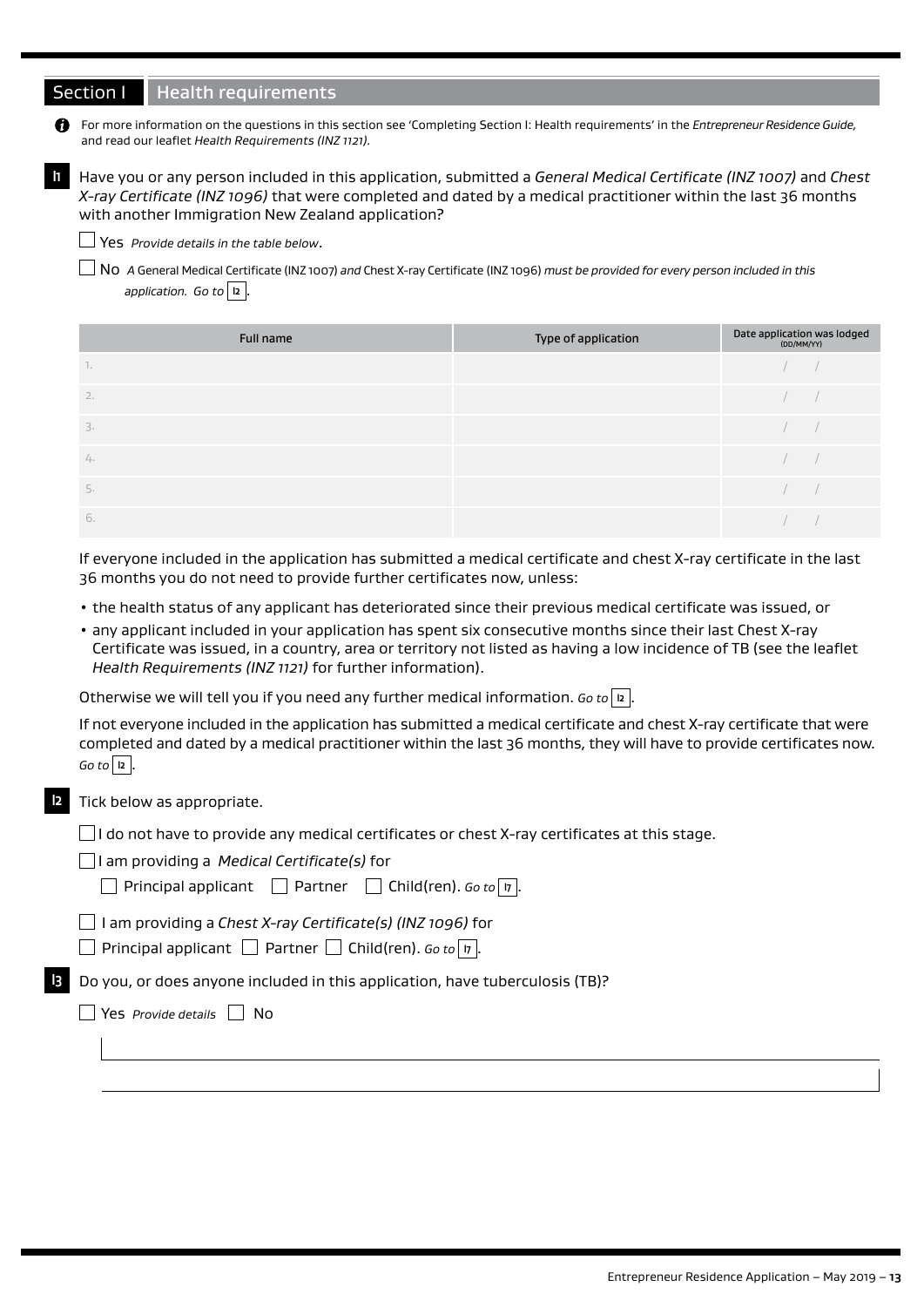## Section I Health requirements

For more information on the questions in this section see 'Completing Section I: Health requirements' in the *Entrepreneur Residence Guide,* and read our leaflet *Health Requirements (INZ 1121).*

**I1** Have you or any person included in this application, submitted a *General Medical Certificate (INZ 1007)* and *Chest X-ray Certificate (INZ 1096)* that were completed and dated by a medical practitioner within the last 36 months with another Immigration New Zealand application?

☐ Yes *Provide details in the table below*.

☐ No *A* General Medical Certificate (INZ 1007) *and* Chest X-ray Certificate (INZ 1096) *must be provided for every person included in this application. Go to* **I2**.

| Full name | Type of application | Date application was lodged (DD/MM/YY) |
|---|---|---|
| 1. | | / / |
| 2. | | / / |
| 3. | | / / |
| 4. | | / / |
| 5. | | / / |
| 6. | | / / |

If everyone included in the application has submitted a medical certificate and chest X-ray certificate in the last 36 months you do not need to provide further certificates now, unless:

- the health status of any applicant has deteriorated since their previous medical certificate was issued, or
- any applicant included in your application has spent six consecutive months since their last Chest X-ray Certificate was issued, in a country, area or territory not listed as having a low incidence of TB (see the leaflet *Health Requirements (INZ 1121)* for further information).

Otherwise we will tell you if you need any further medical information. *Go to* **I2**.

If not everyone included in the application has submitted a medical certificate and chest X-ray certificate that were completed and dated by a medical practitioner within the last 36 months, they will have to provide certificates now. *Go to* **I2**.

**I2** Tick below as appropriate.

☐ I do not have to provide any medical certificates or chest X-ray certificates at this stage.

☐ I am providing a *Medical Certificate(s)* for

☐ Principal applicant ☐ Partner ☐ Child(ren). *Go to* **I7**.

☐ I am providing a *Chest X-ray Certificate(s) (INZ 1096)* for

☐ Principal applicant ☐ Partner ☐ Child(ren). *Go to* **I7**.

**I3** Do you, or does anyone included in this application, have tuberculosis (TB)?

☐ Yes *Provide details* ☐ No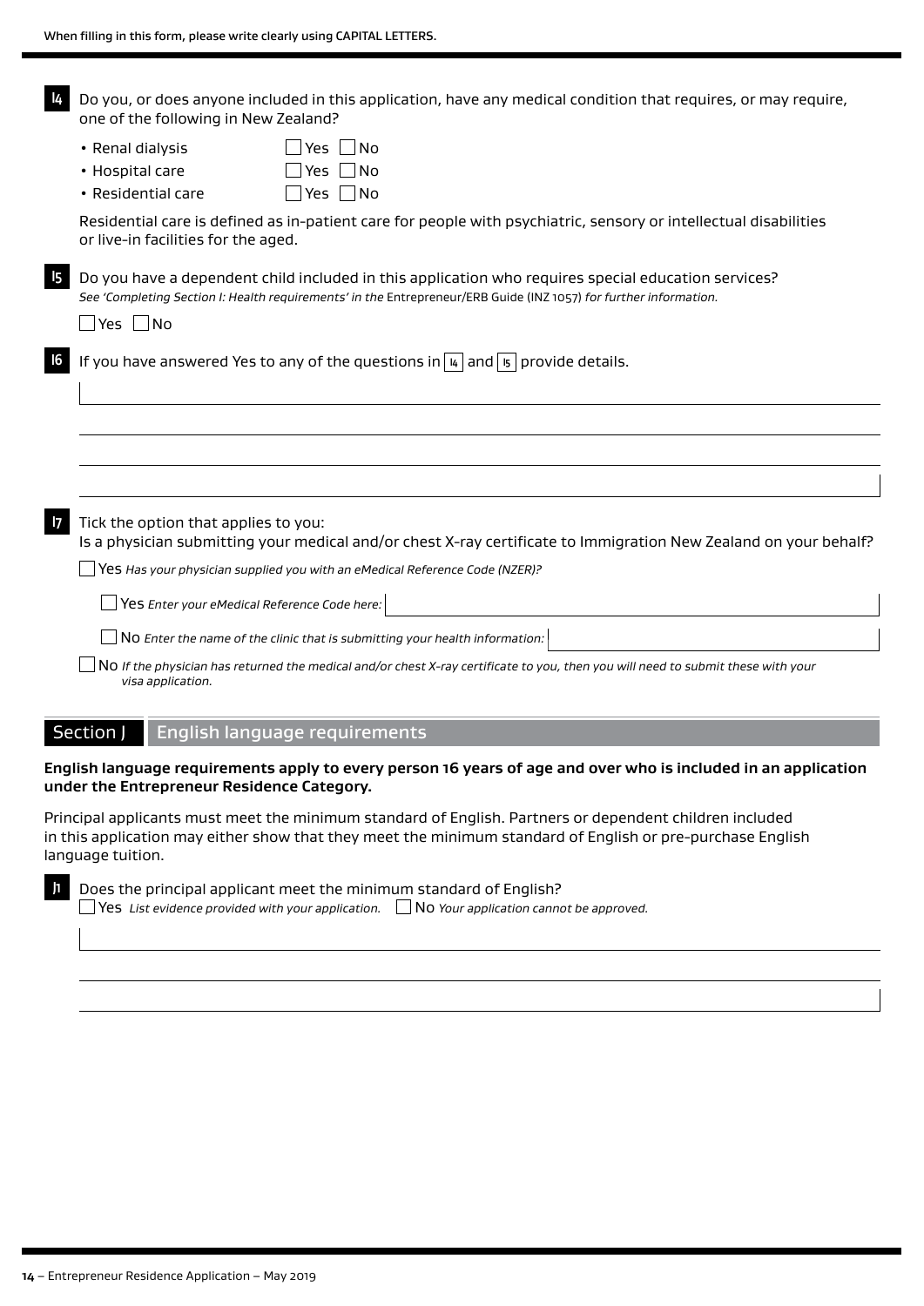When filling in this form, please write clearly using CAPITAL LETTERS.

**I4** Do you, or does anyone included in this application, have any medical condition that requires, or may require, one of the following in New Zealand?

- Renal dialysis ☐ Yes ☐ No
- Hospital care ☐ Yes ☐ No
- Residential care ☐ Yes ☐ No

Residential care is defined as in-patient care for people with psychiatric, sensory or intellectual disabilities or live-in facilities for the aged.

**I5** Do you have a dependent child included in this application who requires special education services?
*See 'Completing Section I: Health requirements' in the* Entrepreneur/ERB Guide (INZ 1057) *for further information.*

☐ Yes ☐ No

**I6** If you have answered Yes to any of the questions in I4 and I5 provide details.

______________________________________________

______________________________________________

______________________________________________

**I7** Tick the option that applies to you:
Is a physician submitting your medical and/or chest X-ray certificate to Immigration New Zealand on your behalf?

☐ Yes *Has your physician supplied you with an eMedical Reference Code (NZER)?*

- ☐ Yes *Enter your eMedical Reference Code here:* ____________________
- ☐ No *Enter the name of the clinic that is submitting your health information:* ____________________

☐ No *If the physician has returned the medical and/or chest X-ray certificate to you, then you will need to submit these with your visa application.*

## Section J English language requirements

**English language requirements apply to every person 16 years of age and over who is included in an application under the Entrepreneur Residence Category.**

Principal applicants must meet the minimum standard of English. Partners or dependent children included in this application may either show that they meet the minimum standard of English or pre-purchase English language tuition.

**J1** Does the principal applicant meet the minimum standard of English?
☐ Yes *List evidence provided with your application.* ☐ No *Your application cannot be approved.*

______________________________________________

______________________________________________

______________________________________________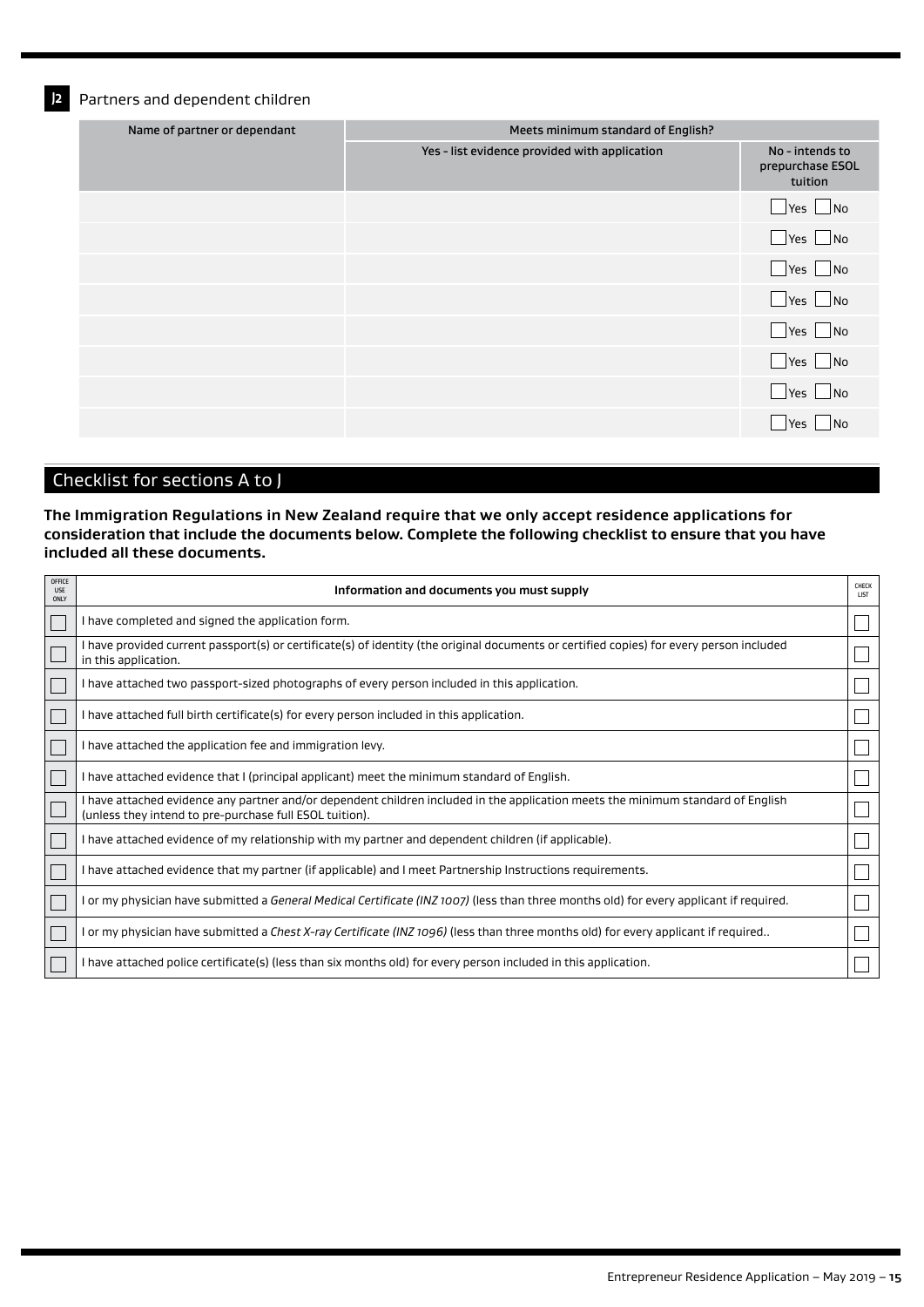## J2 Partners and dependent children

| Name of partner or dependant | Meets minimum standard of English? | |
|---|---|---|
| | Yes - list evidence provided with application | No - intends to prepurchase ESOL tuition |
| | | ☐ Yes ☐ No |
| | | ☐ Yes ☐ No |
| | | ☐ Yes ☐ No |
| | | ☐ Yes ☐ No |
| | | ☐ Yes ☐ No |
| | | ☐ Yes ☐ No |
| | | ☐ Yes ☐ No |
| | | ☐ Yes ☐ No |

## Checklist for sections A to J

**The Immigration Regulations in New Zealand require that we only accept residence applications for consideration that include the documents below. Complete the following checklist to ensure that you have included all these documents.**

| OFFICE USE ONLY | Information and documents you must supply | CHECK LIST |
|---|---|---|
| ☐ | I have completed and signed the application form. | ☐ |
| ☐ | I have provided current passport(s) or certificate(s) of identity (the original documents or certified copies) for every person included in this application. | ☐ |
| ☐ | I have attached two passport-sized photographs of every person included in this application. | ☐ |
| ☐ | I have attached full birth certificate(s) for every person included in this application. | ☐ |
| ☐ | I have attached the application fee and immigration levy. | ☐ |
| ☐ | I have attached evidence that I (principal applicant) meet the minimum standard of English. | ☐ |
| ☐ | I have attached evidence any partner and/or dependent children included in the application meets the minimum standard of English (unless they intend to pre-purchase full ESOL tuition). | ☐ |
| ☐ | I have attached evidence of my relationship with my partner and dependent children (if applicable). | ☐ |
| ☐ | I have attached evidence that my partner (if applicable) and I meet Partnership Instructions requirements. | ☐ |
| ☐ | I or my physician have submitted a *General Medical Certificate (INZ 1007)* (less than three months old) for every applicant if required. | ☐ |
| ☐ | I or my physician have submitted a *Chest X-ray Certificate (INZ 1096)* (less than three months old) for every applicant if required.. | ☐ |
| ☐ | I have attached police certificate(s) (less than six months old) for every person included in this application. | ☐ |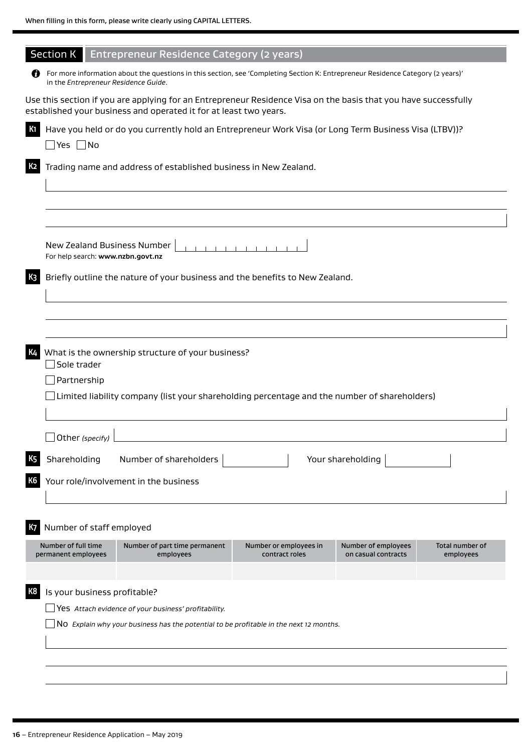When filling in this form, please write clearly using CAPITAL LETTERS.

## Section K Entrepreneur Residence Category (2 years)

For more information about the questions in this section, see 'Completing Section K: Entrepreneur Residence Category (2 years)' in the *Entrepreneur Residence Guide*.

Use this section if you are applying for an Entrepreneur Residence Visa on the basis that you have successfully established your business and operated it for at least two years.

**K1** Have you held or do you currently hold an Entrepreneur Work Visa (or Long Term Business Visa (LTBV))?

☐ Yes ☐ No

**K2** Trading name and address of established business in New Zealand.

New Zealand Business Number

For help search: **www.nzbn.govt.nz**

**K3** Briefly outline the nature of your business and the benefits to New Zealand.

**K4** What is the ownership structure of your business?

☐ Sole trader

☐ Partnership

☐ Limited liability company (list your shareholding percentage and the number of shareholders)

☐ Other *(specify)*

**K5** Shareholding Number of shareholders Your shareholding

**K6** Your role/involvement in the business

**K7** Number of staff employed

| Number of full time permanent employees | Number of part time permanent employees | Number or employees in contract roles | Number of employees on casual contracts | Total number of employees |
|---|---|---|---|---|
| | | | | |

**K8** Is your business profitable?

☐ Yes *Attach evidence of your business' profitability.*

☐ No *Explain why your business has the potential to be profitable in the next 12 months.*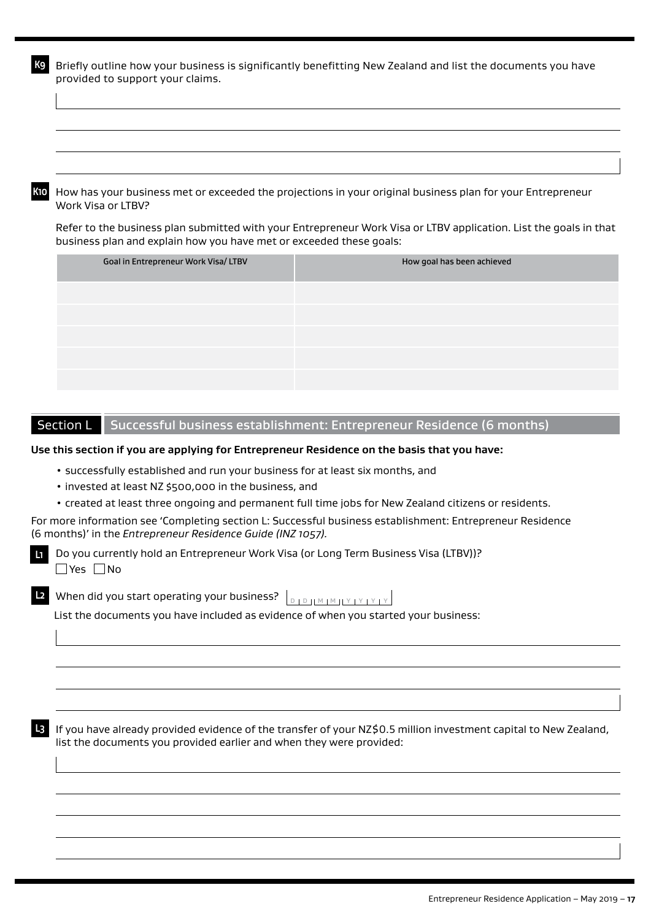**K9** Briefly outline how your business is significantly benefitting New Zealand and list the documents you have provided to support your claims.

**K10** How has your business met or exceeded the projections in your original business plan for your Entrepreneur Work Visa or LTBV?

Refer to the business plan submitted with your Entrepreneur Work Visa or LTBV application. List the goals in that business plan and explain how you have met or exceeded these goals:

| Goal in Entrepreneur Work Visa/ LTBV | How goal has been achieved |
|---|---|
| | |
| | |
| | |
| | |
| | |

## Section L Successful business establishment: Entrepreneur Residence (6 months)

**Use this section if you are applying for Entrepreneur Residence on the basis that you have:**

- successfully established and run your business for at least six months, and
- invested at least NZ $500,000 in the business, and
- created at least three ongoing and permanent full time jobs for New Zealand citizens or residents.

For more information see 'Completing section L: Successful business establishment: Entrepreneur Residence (6 months)' in the *Entrepreneur Residence Guide (INZ 1057).*

**L1** Do you currently hold an Entrepreneur Work Visa (or Long Term Business Visa (LTBV))?
☐ Yes ☐ No

**L2** When did you start operating your business? D D M M Y Y Y Y

List the documents you have included as evidence of when you started your business:

**L3** If you have already provided evidence of the transfer of your NZ$0.5 million investment capital to New Zealand, list the documents you provided earlier and when they were provided: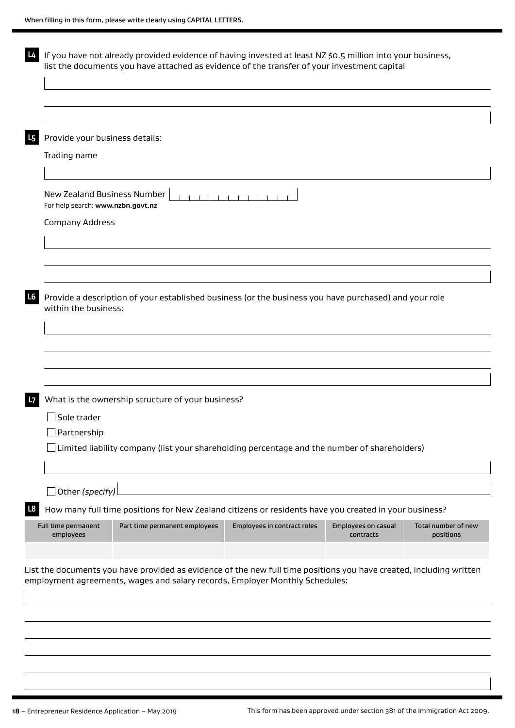When filling in this form, please write clearly using CAPITAL LETTERS.

**L4** If you have not already provided evidence of having invested at least NZ $0.5 million into your business, list the documents you have attached as evidence of the transfer of your investment capital

**L5** Provide your business details:

Trading name

New Zealand Business Number

For help search: **www.nzbn.govt.nz**

Company Address

**L6** Provide a description of your established business (or the business you have purchased) and your role within the business:

**L7** What is the ownership structure of your business?

☐ Sole trader

☐ Partnership

☐ Limited liability company (list your shareholding percentage and the number of shareholders)

☐ Other *(specify)*

**L8** How many full time positions for New Zealand citizens or residents have you created in your business?

| Full time permanent employees | Part time permanent employees | Employees in contract roles | Employees on casual contracts | Total number of new positions |
| --- | --- | --- | --- | --- |
| | | | | |

List the documents you have provided as evidence of the new full time positions you have created, including written employment agreements, wages and salary records, Employer Monthly Schedules:

**18** – Entrepreneur Residence Application – May 2019

This form has been approved under section 381 of the Immigration Act 2009.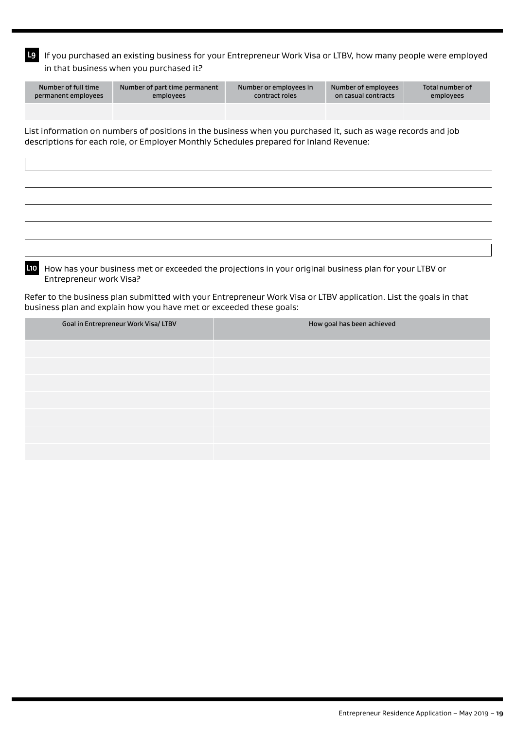**L9** If you purchased an existing business for your Entrepreneur Work Visa or LTBV, how many people were employed in that business when you purchased it?

| Number of full time permanent employees | Number of part time permanent employees | Number or employees in contract roles | Number of employees on casual contracts | Total number of employees |
|---|---|---|---|---|
| | | | | |

List information on numbers of positions in the business when you purchased it, such as wage records and job descriptions for each role, or Employer Monthly Schedules prepared for Inland Revenue:

**L10** How has your business met or exceeded the projections in your original business plan for your LTBV or Entrepreneur work Visa?

Refer to the business plan submitted with your Entrepreneur Work Visa or LTBV application. List the goals in that business plan and explain how you have met or exceeded these goals:

| Goal in Entrepreneur Work Visa/ LTBV | How goal has been achieved |
|---|---|
| | |
| | |
| | |
| | |
| | |
| | |
| | |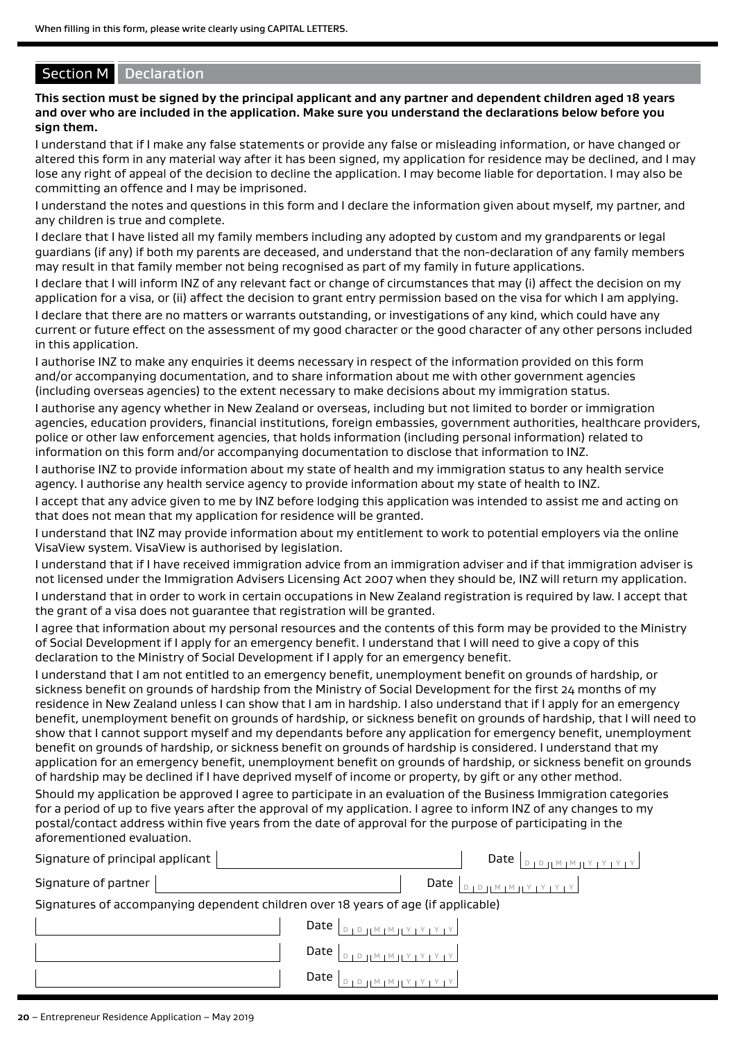When filling in this form, please write clearly using CAPITAL LETTERS.

## Section M Declaration

**This section must be signed by the principal applicant and any partner and dependent children aged 18 years and over who are included in the application. Make sure you understand the declarations below before you sign them.**

I understand that if I make any false statements or provide any false or misleading information, or have changed or altered this form in any material way after it has been signed, my application for residence may be declined, and I may lose any right of appeal of the decision to decline the application. I may become liable for deportation. I may also be committing an offence and I may be imprisoned.

I understand the notes and questions in this form and I declare the information given about myself, my partner, and any children is true and complete.

I declare that I have listed all my family members including any adopted by custom and my grandparents or legal guardians (if any) if both my parents are deceased, and understand that the non-declaration of any family members may result in that family member not being recognised as part of my family in future applications.

I declare that I will inform INZ of any relevant fact or change of circumstances that may (i) affect the decision on my application for a visa, or (ii) affect the decision to grant entry permission based on the visa for which I am applying.

I declare that there are no matters or warrants outstanding, or investigations of any kind, which could have any current or future effect on the assessment of my good character or the good character of any other persons included in this application.

I authorise INZ to make any enquiries it deems necessary in respect of the information provided on this form and/or accompanying documentation, and to share information about me with other government agencies (including overseas agencies) to the extent necessary to make decisions about my immigration status.

I authorise any agency whether in New Zealand or overseas, including but not limited to border or immigration agencies, education providers, financial institutions, foreign embassies, government authorities, healthcare providers, police or other law enforcement agencies, that holds information (including personal information) related to information on this form and/or accompanying documentation to disclose that information to INZ.

I authorise INZ to provide information about my state of health and my immigration status to any health service agency. I authorise any health service agency to provide information about my state of health to INZ.

I accept that any advice given to me by INZ before lodging this application was intended to assist me and acting on that does not mean that my application for residence will be granted.

I understand that INZ may provide information about my entitlement to work to potential employers via the online VisaView system. VisaView is authorised by legislation.

I understand that if I have received immigration advice from an immigration adviser and if that immigration adviser is not licensed under the Immigration Advisers Licensing Act 2007 when they should be, INZ will return my application.

I understand that in order to work in certain occupations in New Zealand registration is required by law. I accept that the grant of a visa does not guarantee that registration will be granted.

I agree that information about my personal resources and the contents of this form may be provided to the Ministry of Social Development if I apply for an emergency benefit. I understand that I will need to give a copy of this declaration to the Ministry of Social Development if I apply for an emergency benefit.

I understand that I am not entitled to an emergency benefit, unemployment benefit on grounds of hardship, or sickness benefit on grounds of hardship from the Ministry of Social Development for the first 24 months of my residence in New Zealand unless I can show that I am in hardship. I also understand that if I apply for an emergency benefit, unemployment benefit on grounds of hardship, or sickness benefit on grounds of hardship, that I will need to show that I cannot support myself and my dependants before any application for emergency benefit, unemployment benefit on grounds of hardship, or sickness benefit on grounds of hardship is considered. I understand that my application for an emergency benefit, unemployment benefit on grounds of hardship, or sickness benefit on grounds of hardship may be declined if I have deprived myself of income or property, by gift or any other method.

Should my application be approved I agree to participate in an evaluation of the Business Immigration categories for a period of up to five years after the approval of my application. I agree to inform INZ of any changes to my postal/contact address within five years from the date of approval for the purpose of participating in the aforementioned evaluation.

Signature of principal applicant ______________________ Date DD MM YYYY

Signature of partner ______________________ Date DD MM YYYY

Signatures of accompanying dependent children over 18 years of age (if applicable)

______________________ Date DD MM YYYY

______________________ Date DD MM YYYY

______________________ Date DD MM YYYY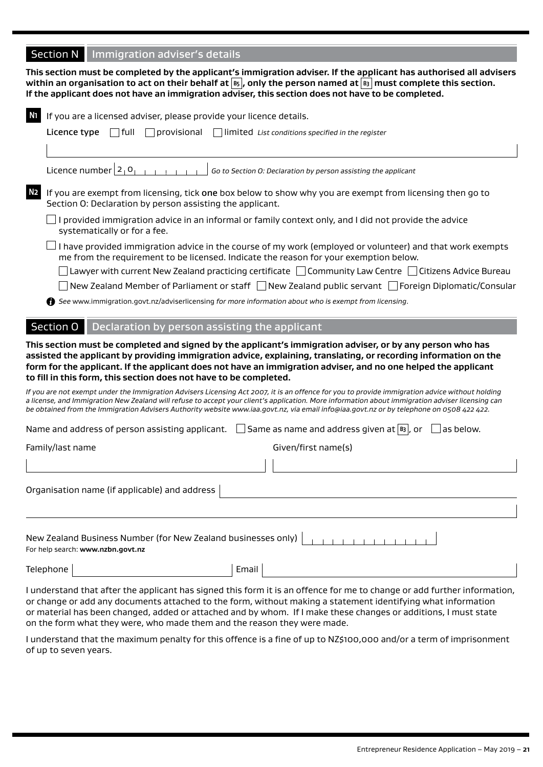## Section N Immigration adviser's details

**This section must be completed by the applicant's immigration adviser. If the applicant has authorised all advisers within an organisation to act on their behalf at B5, only the person named at B3 must complete this section. If the applicant does not have an immigration adviser, this section does not have to be completed.**

**N1** If you are a licensed adviser, please provide your licence details.

**Licence type** ☐ full ☐ provisional ☐ limited *List conditions specified in the register*

Licence number 2 0 _ _ _ _ _ _ _ *Go to Section O: Declaration by person assisting the applicant*

**N2** If you are exempt from licensing, tick **one** box below to show why you are exempt from licensing then go to Section O: Declaration by person assisting the applicant.

☐ I provided immigration advice in an informal or family context only, and I did not provide the advice systematically or for a fee.

☐ I have provided immigration advice in the course of my work (employed or volunteer) and that work exempts me from the requirement to be licensed. Indicate the reason for your exemption below.

☐ Lawyer with current New Zealand practicing certificate ☐ Community Law Centre ☐ Citizens Advice Bureau

☐ New Zealand Member of Parliament or staff ☐ New Zealand public servant ☐ Foreign Diplomatic/Consular

*See* www.immigration.govt.nz/adviserlicensing *for more information about who is exempt from licensing.*

## Section O Declaration by person assisting the applicant

**This section must be completed and signed by the applicant's immigration adviser, or by any person who has assisted the applicant by providing immigration advice, explaining, translating, or recording information on the form for the applicant. If the applicant does not have an immigration adviser, and no one helped the applicant to fill in this form, this section does not have to be completed.**

*If you are not exempt under the Immigration Advisers Licensing Act 2007, it is an offence for you to provide immigration advice without holding a license, and Immigration New Zealand will refuse to accept your client's application. More information about immigration adviser licensing can be obtained from the Immigration Advisers Authority website www.iaa.govt.nz, via email info@iaa.govt.nz or by telephone on 0508 422 422.*

Name and address of person assisting applicant. ☐ Same as name and address given at B3, or ☐ as below.

Family/last name

Given/first name(s)

Organisation name (if applicable) and address

New Zealand Business Number (for New Zealand businesses only)
For help search: **www.nzbn.govt.nz**

Telephone

Email

I understand that after the applicant has signed this form it is an offence for me to change or add further information, or change or add any documents attached to the form, without making a statement identifying what information or material has been changed, added or attached and by whom. If I make these changes or additions, I must state on the form what they were, who made them and the reason they were made.

I understand that the maximum penalty for this offence is a fine of up to NZ$100,000 and/or a term of imprisonment of up to seven years.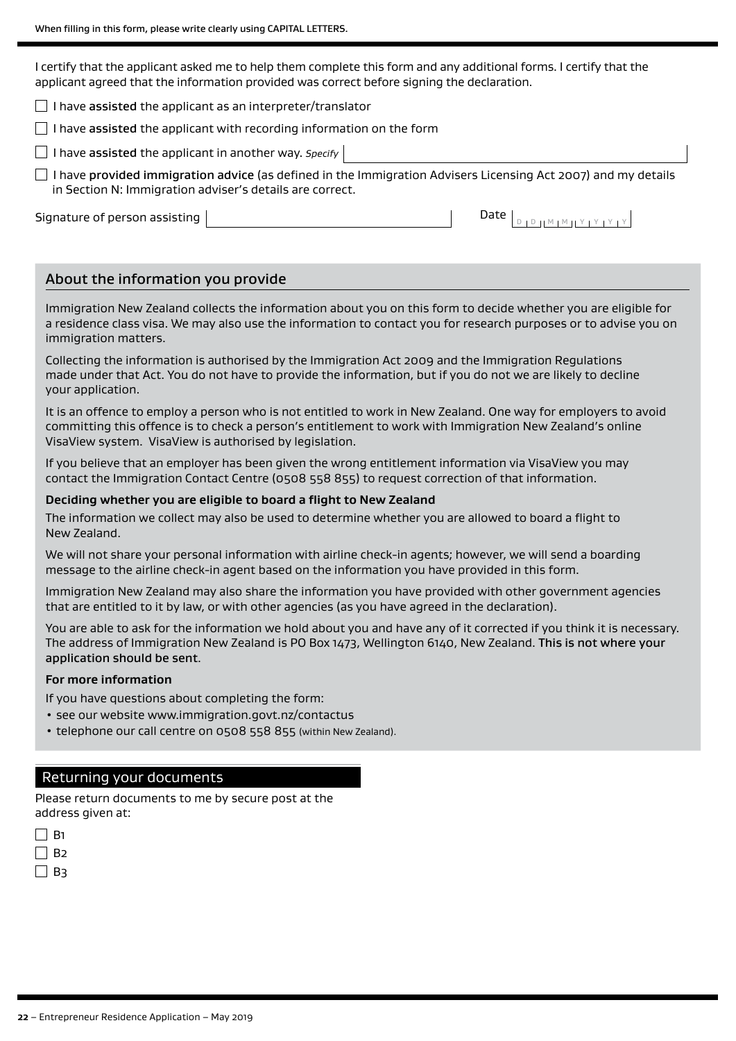When filling in this form, please write clearly using CAPITAL LETTERS.

I certify that the applicant asked me to help them complete this form and any additional forms. I certify that the applicant agreed that the information provided was correct before signing the declaration.

- ☐ I have **assisted** the applicant as an interpreter/translator
- ☐ I have **assisted** the applicant with recording information on the form
- ☐ I have **assisted** the applicant in another way. *Specify* ____________
- ☐ I have **provided immigration advice** (as defined in the Immigration Advisers Licensing Act 2007) and my details in Section N: Immigration adviser's details are correct.

Signature of person assisting ____________ Date D D M M Y Y Y Y

## About the information you provide

Immigration New Zealand collects the information about you on this form to decide whether you are eligible for a residence class visa. We may also use the information to contact you for research purposes or to advise you on immigration matters.

Collecting the information is authorised by the Immigration Act 2009 and the Immigration Regulations made under that Act. You do not have to provide the information, but if you do not we are likely to decline your application.

It is an offence to employ a person who is not entitled to work in New Zealand. One way for employers to avoid committing this offence is to check a person's entitlement to work with Immigration New Zealand's online VisaView system. VisaView is authorised by legislation.

If you believe that an employer has been given the wrong entitlement information via VisaView you may contact the Immigration Contact Centre (0508 558 855) to request correction of that information.

**Deciding whether you are eligible to board a flight to New Zealand**

The information we collect may also be used to determine whether you are allowed to board a flight to New Zealand.

We will not share your personal information with airline check-in agents; however, we will send a boarding message to the airline check-in agent based on the information you have provided in this form.

Immigration New Zealand may also share the information you have provided with other government agencies that are entitled to it by law, or with other agencies (as you have agreed in the declaration).

You are able to ask for the information we hold about you and have any of it corrected if you think it is necessary. The address of Immigration New Zealand is PO Box 1473, Wellington 6140, New Zealand. **This is not where your application should be sent**.

**For more information**

If you have questions about completing the form:

- see our website www.immigration.govt.nz/contactus
- telephone our call centre on 0508 558 855 (within New Zealand).

## Returning your documents

Please return documents to me by secure post at the address given at:

- ☐ B1
- ☐ B2
- ☐ B3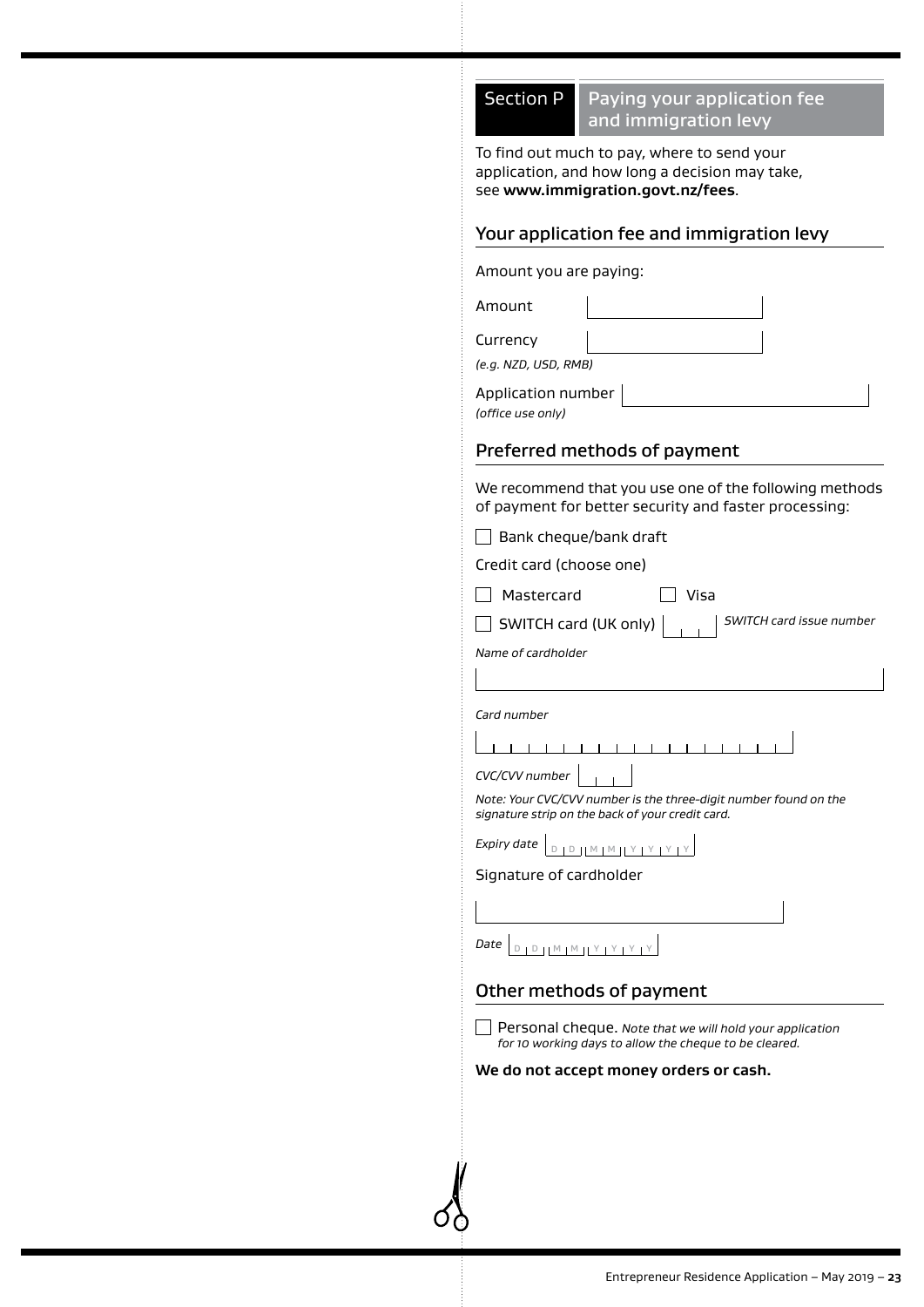## Section P Paying your application fee and immigration levy

To find out much to pay, where to send your application, and how long a decision may take, see **www.immigration.govt.nz/fees**.

### Your application fee and immigration levy

Amount you are paying:

Amount

Currency
*(e.g. NZD, USD, RMB)*

Application number
*(office use only)*

### Preferred methods of payment

We recommend that you use one of the following methods of payment for better security and faster processing:

☐ Bank cheque/bank draft

Credit card (choose one)

☐ Mastercard ☐ Visa

☐ SWITCH card (UK only) *SWITCH card issue number*

*Name of cardholder*

*Card number*

*CVC/CVV number*

*Note: Your CVC/CVV number is the three-digit number found on the signature strip on the back of your credit card.*

*Expiry date* D D M M Y Y Y Y

Signature of cardholder

*Date* D D M M Y Y Y Y

### Other methods of payment

☐ Personal cheque. *Note that we will hold your application for 10 working days to allow the cheque to be cleared.*

**We do not accept money orders or cash.**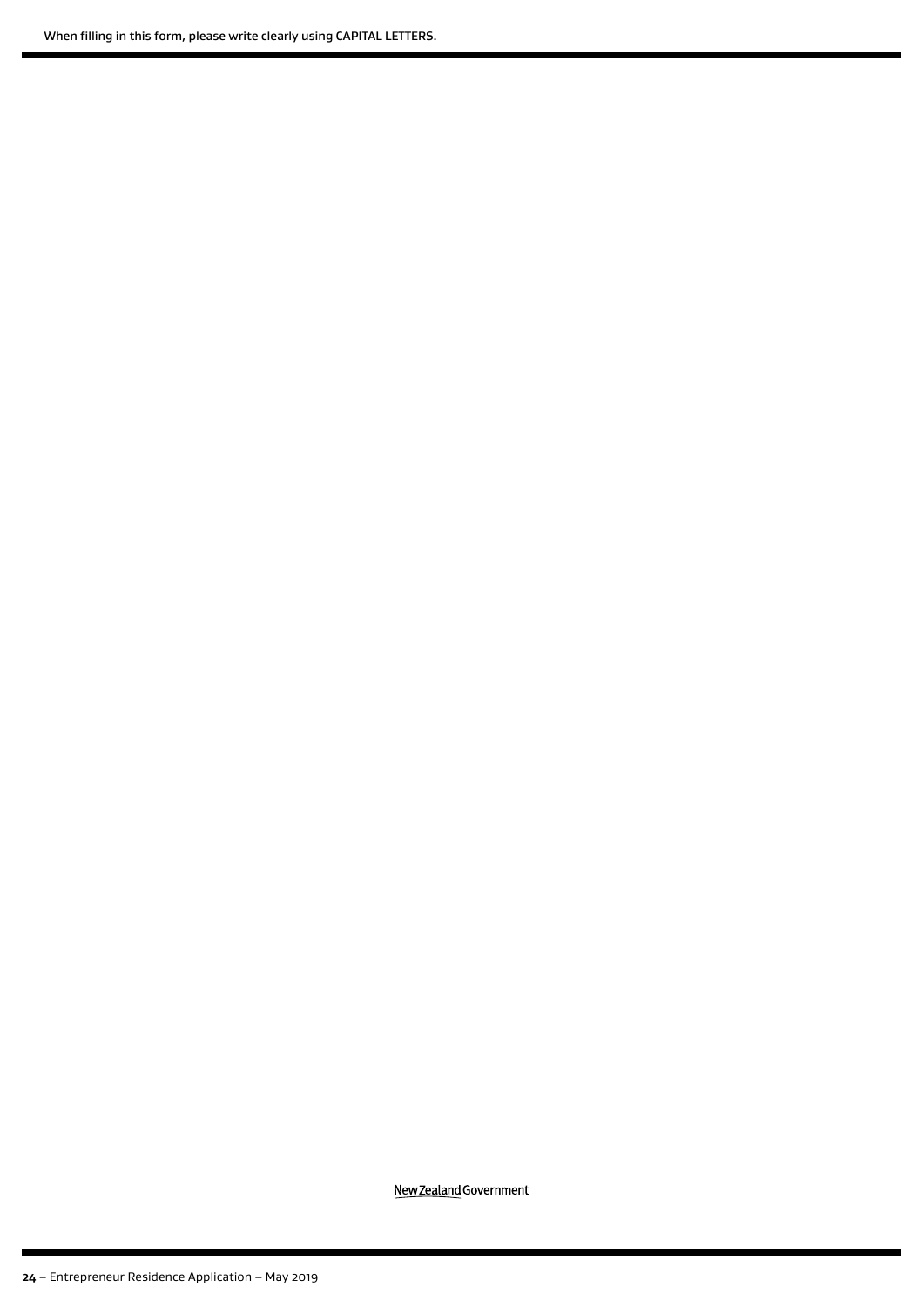New Zealand Government